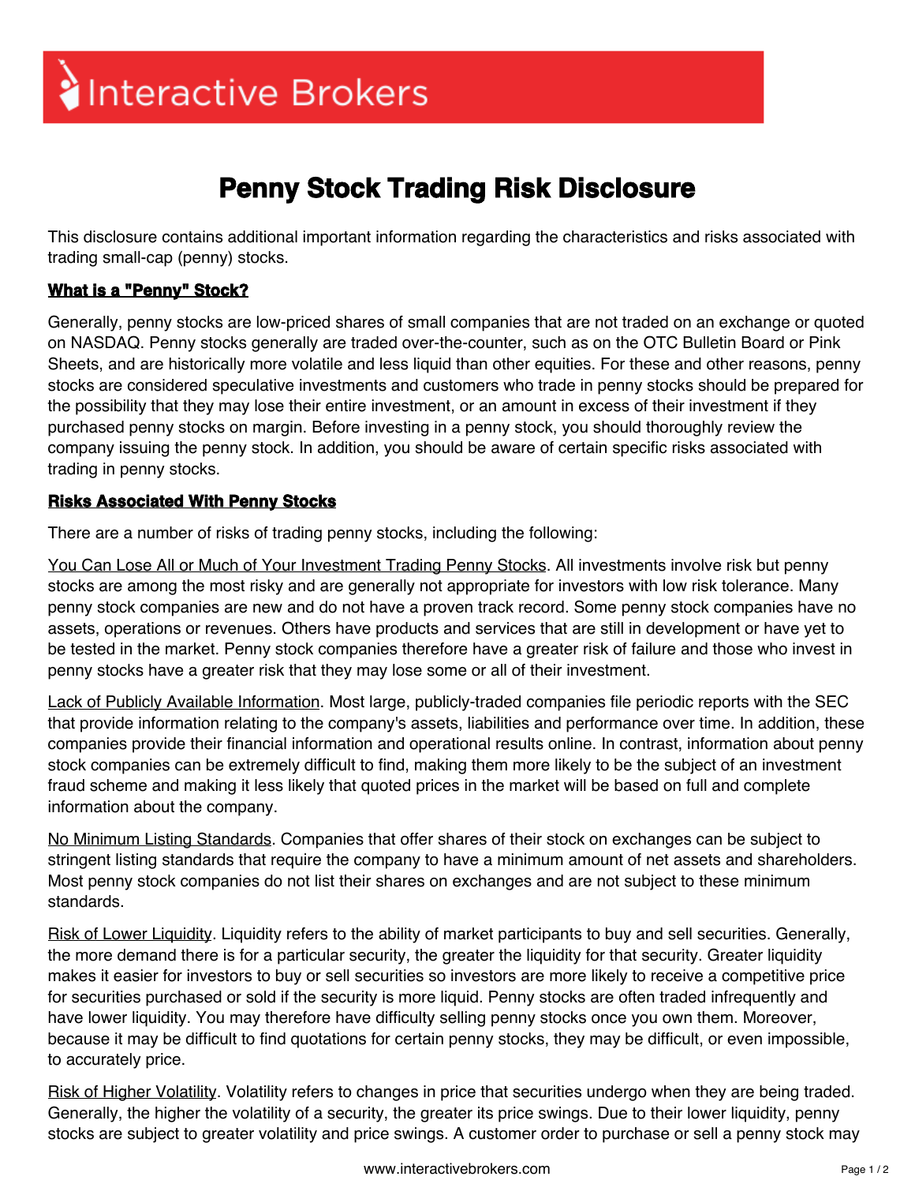Interactive Brokers

# Penny Stock Trading Risk Disclosure

This disclosure contains additional important information regarding the characteristics and risks associated with trading small-cap (penny) stocks.

## What is a "Penny" Stock?

Generally, penny stocks are low-priced shares of small companies that are not traded on an exchange or quoted on NASDAQ. Penny stocks generally are traded over-the-counter, such as on the OTC Bulletin Board or Pink Sheets, and are historically more volatile and less liquid than other equities. For these and other reasons, penny stocks are considered speculative investments and customers who trade in penny stocks should be prepared for the possibility that they may lose their entire investment, or an amount in excess of their investment if they purchased penny stocks on margin. Before investing in a penny stock, you should thoroughly review the company issuing the penny stock. In addition, you should be aware of certain specific risks associated with trading in penny stocks.

## Risks Associated With Penny Stocks

There are a number of risks of trading penny stocks, including the following:

You Can Lose All or Much of Your Investment Trading Penny Stocks. All investments involve risk but penny stocks are among the most risky and are generally not appropriate for investors with low risk tolerance. Many penny stock companies are new and do not have a proven track record. Some penny stock companies have no assets, operations or revenues. Others have products and services that are still in development or have yet to be tested in the market. Penny stock companies therefore have a greater risk of failure and those who invest in penny stocks have a greater risk that they may lose some or all of their investment.

Lack of Publicly Available Information. Most large, publicly-traded companies file periodic reports with the SEC that provide information relating to the company's assets, liabilities and performance over time. In addition, these companies provide their financial information and operational results online. In contrast, information about penny stock companies can be extremely difficult to find, making them more likely to be the subject of an investment fraud scheme and making it less likely that quoted prices in the market will be based on full and complete information about the company.

No Minimum Listing Standards. Companies that offer shares of their stock on exchanges can be subject to stringent listing standards that require the company to have a minimum amount of net assets and shareholders. Most penny stock companies do not list their shares on exchanges and are not subject to these minimum standards.

Risk of Lower Liquidity. Liquidity refers to the ability of market participants to buy and sell securities. Generally, the more demand there is for a particular security, the greater the liquidity for that security. Greater liquidity makes it easier for investors to buy or sell securities so investors are more likely to receive a competitive price for securities purchased or sold if the security is more liquid. Penny stocks are often traded infrequently and have lower liquidity. You may therefore have difficulty selling penny stocks once you own them. Moreover, because it may be difficult to find quotations for certain penny stocks, they may be difficult, or even impossible, to accurately price.

Risk of Higher Volatility. Volatility refers to changes in price that securities undergo when they are being traded. Generally, the higher the volatility of a security, the greater its price swings. Due to their lower liquidity, penny stocks are subject to greater volatility and price swings. A customer order to purchase or sell a penny stock may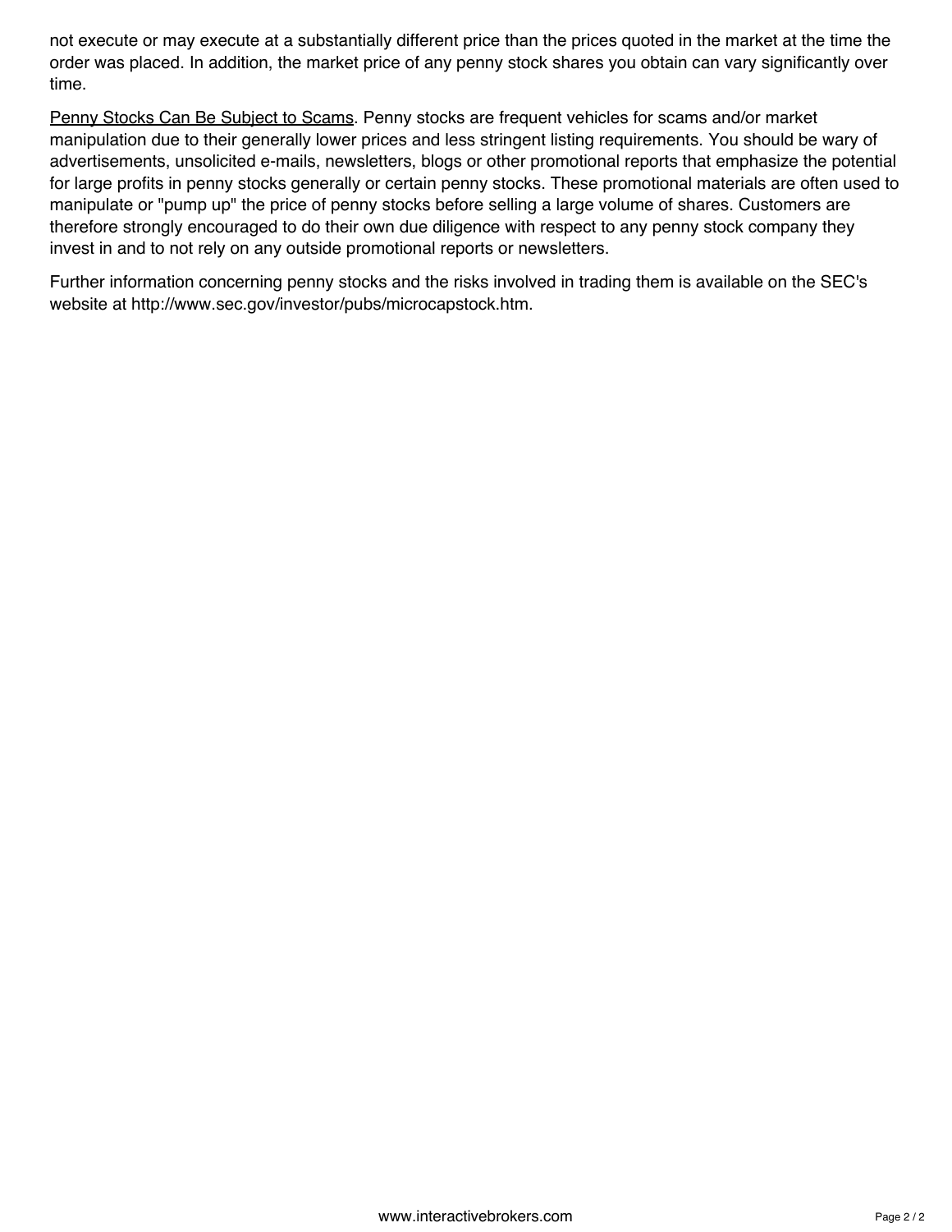not execute or may execute at a substantially different price than the prices quoted in the market at the time the order was placed. In addition, the market price of any penny stock shares you obtain can vary significantly over time.

<u>Penny Stocks Can Be Subject to Scams</u>. Penny stocks are frequent vehicles for scams and/or market manipulation due to their generally lower prices and less stringent listing requirements. You should be wary of advertisements, unsolicited e-mails, newsletters, blogs or other promotional reports that emphasize the potential for large profits in penny stocks generally or certain penny stocks. These promotional materials are often used to manipulate or "pump up" the price of penny stocks before selling a large volume of shares. Customers are therefore strongly encouraged to do their own due diligence with respect to any penny stock company they invest in and to not rely on any outside promotional reports or newsletters.

Further information concerning penny stocks and the risks involved in trading them is available on the SEC's website at http://www.sec.gov/investor/pubs/microcapstock.htm.